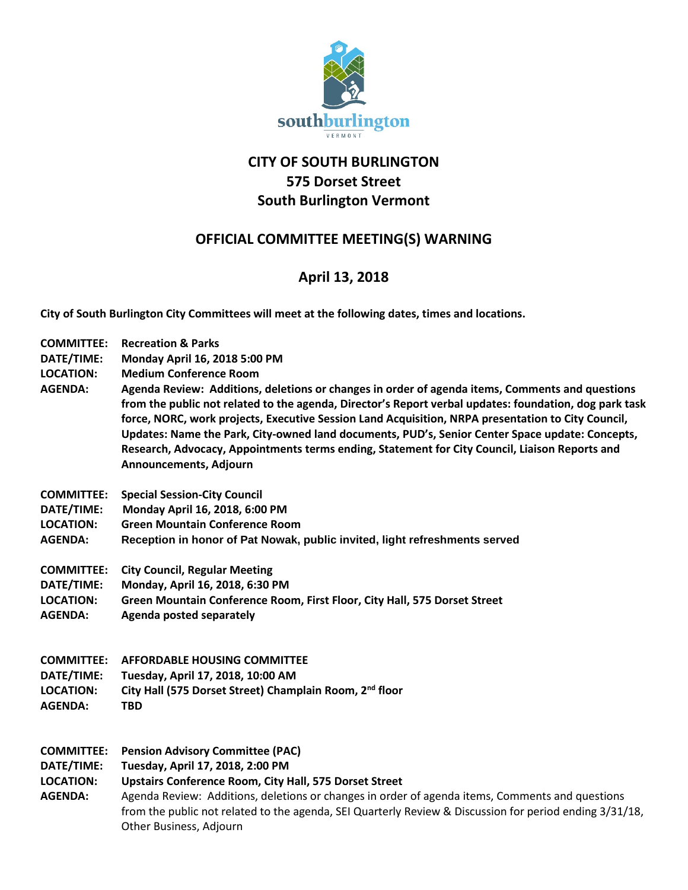southburlington
VERMONT

# CITY OF SOUTH BURLINGTON
## 575 Dorset Street
## South Burlington Vermont

## OFFICIAL COMMITTEE MEETING(S) WARNING

## April 13, 2018

**City of South Burlington City Committees will meet at the following dates, times and locations.**

**COMMITTEE:** **Recreation & Parks**
**DATE/TIME:** **Monday April 16, 2018 5:00 PM**
**LOCATION:** **Medium Conference Room**
**AGENDA:** **Agenda Review: Additions, deletions or changes in order of agenda items, Comments and questions from the public not related to the agenda, Director's Report verbal updates: foundation, dog park task force, NORC, work projects, Executive Session Land Acquisition, NRPA presentation to City Council, Updates: Name the Park, City-owned land documents, PUD's, Senior Center Space update: Concepts, Research, Advocacy, Appointments terms ending, Statement for City Council, Liaison Reports and Announcements, Adjourn**

**COMMITTEE:** **Special Session-City Council**
**DATE/TIME:** **Monday April 16, 2018, 6:00 PM**
**LOCATION:** **Green Mountain Conference Room**
**AGENDA:** **Reception in honor of Pat Nowak, public invited, light refreshments served**

**COMMITTEE:** **City Council, Regular Meeting**
**DATE/TIME:** **Monday, April 16, 2018, 6:30 PM**
**LOCATION:** **Green Mountain Conference Room, First Floor, City Hall, 575 Dorset Street**
**AGENDA:** **Agenda posted separately**

**COMMITTEE:** **AFFORDABLE HOUSING COMMITTEE**
**DATE/TIME:** **Tuesday, April 17, 2018, 10:00 AM**
**LOCATION:** **City Hall (575 Dorset Street) Champlain Room, 2nd floor**
**AGENDA:** **TBD**

**COMMITTEE:** **Pension Advisory Committee (PAC)**
**DATE/TIME:** **Tuesday, April 17, 2018, 2:00 PM**
**LOCATION:** **Upstairs Conference Room, City Hall, 575 Dorset Street**
**AGENDA:** Agenda Review: Additions, deletions or changes in order of agenda items, Comments and questions from the public not related to the agenda, SEI Quarterly Review & Discussion for period ending 3/31/18, Other Business, Adjourn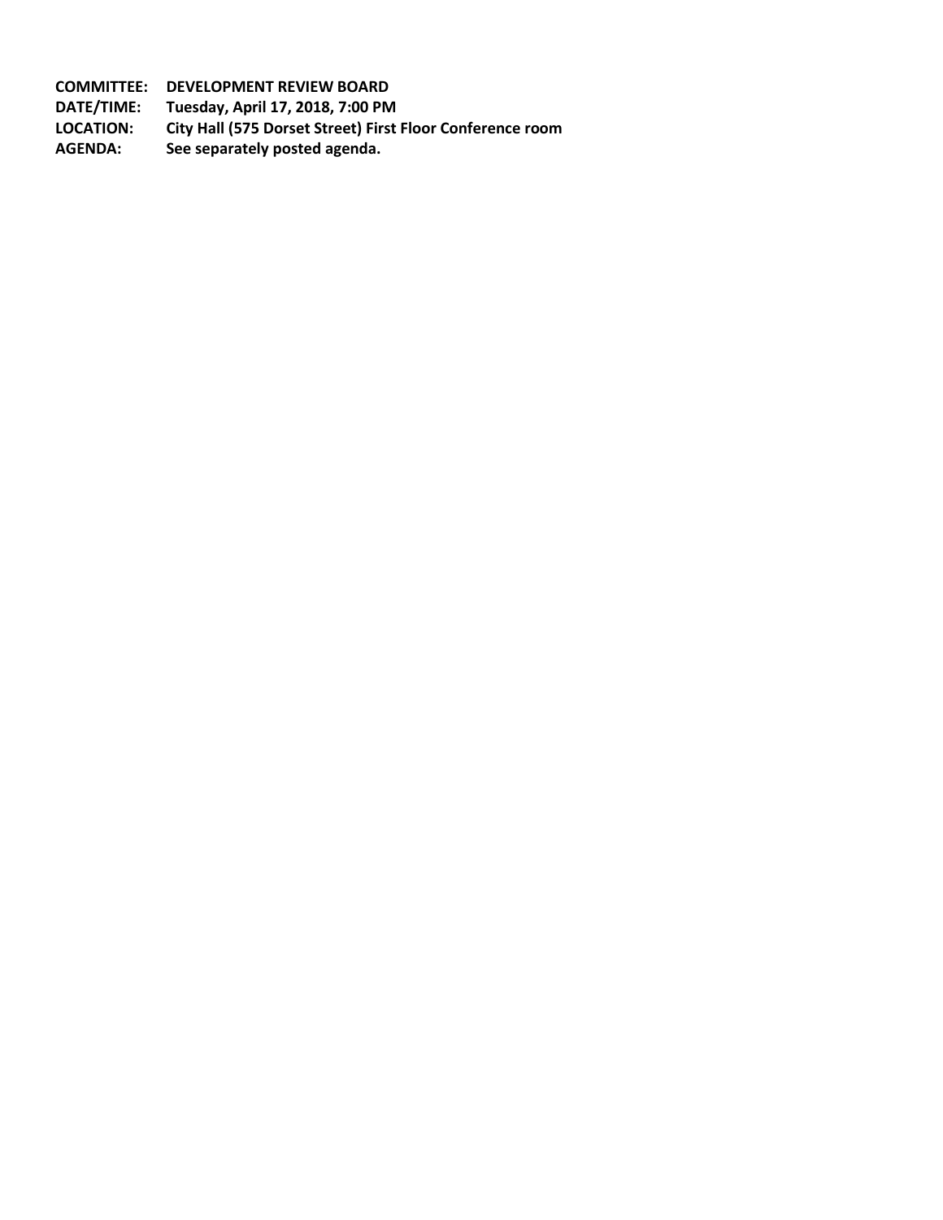**COMMITTEE:** **DEVELOPMENT REVIEW BOARD**
**DATE/TIME:** **Tuesday, April 17, 2018, 7:00 PM**
**LOCATION:** **City Hall (575 Dorset Street) First Floor Conference room**
**AGENDA:** **See separately posted agenda.**